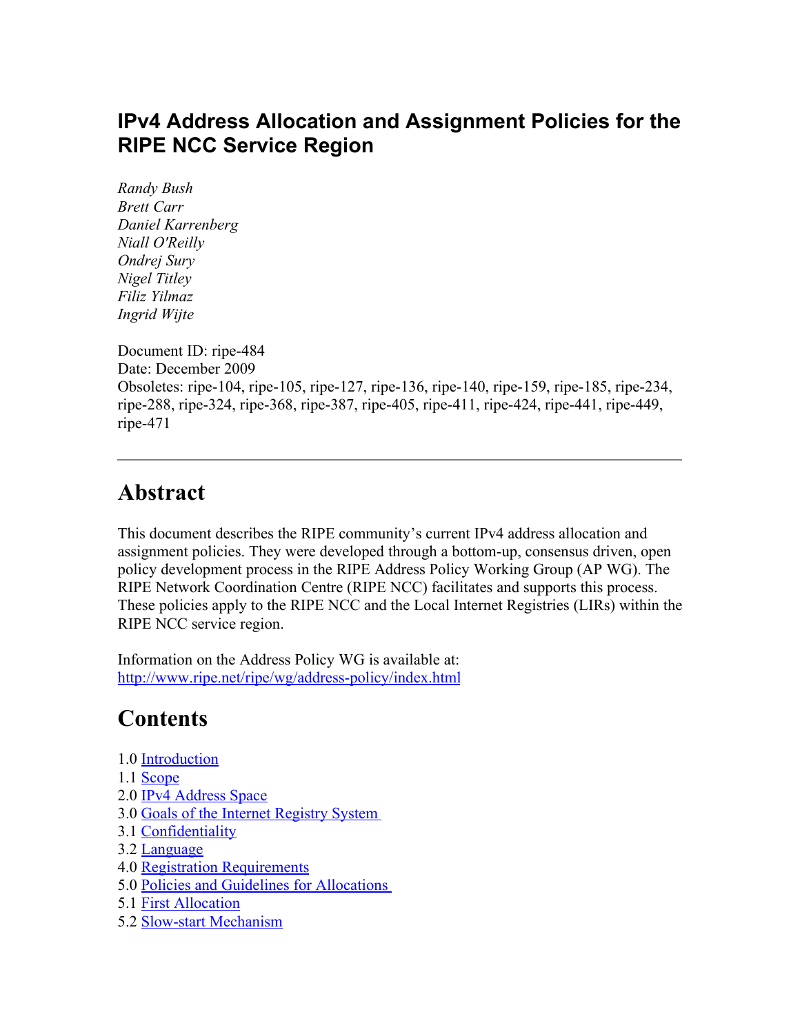# IPv4 Address Allocation and Assignment Policies for the RIPE NCC Service Region

*Randy Bush*
*Brett Carr*
*Daniel Karrenberg*
*Niall O'Reilly*
*Ondrej Sury*
*Nigel Titley*
*Filiz Yilmaz*
*Ingrid Wijte*

Document ID: ripe-484
Date: December 2009
Obsoletes: ripe-104, ripe-105, ripe-127, ripe-136, ripe-140, ripe-159, ripe-185, ripe-234, ripe-288, ripe-324, ripe-368, ripe-387, ripe-405, ripe-411, ripe-424, ripe-441, ripe-449, ripe-471

---

## Abstract

This document describes the RIPE community's current IPv4 address allocation and assignment policies. They were developed through a bottom-up, consensus driven, open policy development process in the RIPE Address Policy Working Group (AP WG). The RIPE Network Coordination Centre (RIPE NCC) facilitates and supports this process. These policies apply to the RIPE NCC and the Local Internet Registries (LIRs) within the RIPE NCC service region.

Information on the Address Policy WG is available at:
[http://www.ripe.net/ripe/wg/address-policy/index.html](http://www.ripe.net/ripe/wg/address-policy/index.html)

## Contents

1.0 [Introduction](#)
1.1 [Scope](#)
2.0 [IPv4 Address Space](#)
3.0 [Goals of the Internet Registry System](#)
3.1 [Confidentiality](#)
3.2 [Language](#)
4.0 [Registration Requirements](#)
5.0 [Policies and Guidelines for Allocations](#)
5.1 [First Allocation](#)
5.2 [Slow-start Mechanism](#)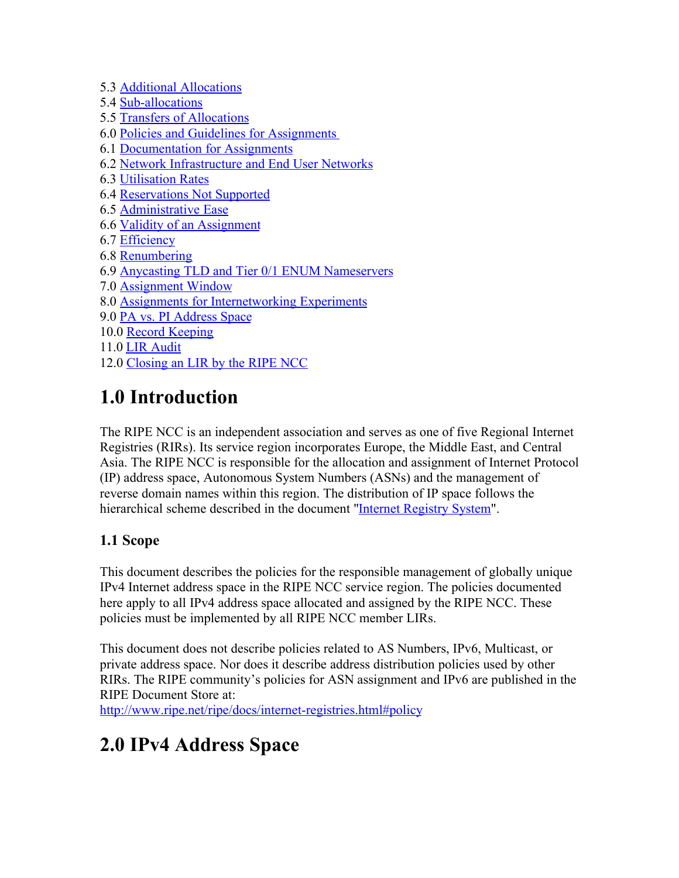5.3 [Additional Allocations]()
5.4 [Sub-allocations]()
5.5 [Transfers of Allocations]()
6.0 [Policies and Guidelines for Assignments]()
6.1 [Documentation for Assignments]()
6.2 [Network Infrastructure and End User Networks]()
6.3 [Utilisation Rates]()
6.4 [Reservations Not Supported]()
6.5 [Administrative Ease]()
6.6 [Validity of an Assignment]()
6.7 [Efficiency]()
6.8 [Renumbering]()
6.9 [Anycasting TLD and Tier 0/1 ENUM Nameservers]()
7.0 [Assignment Window]()
8.0 [Assignments for Internetworking Experiments]()
9.0 [PA vs. PI Address Space]()
10.0 [Record Keeping]()
11.0 [LIR Audit]()
12.0 [Closing an LIR by the RIPE NCC]()

# 1.0 Introduction

The RIPE NCC is an independent association and serves as one of five Regional Internet Registries (RIRs). Its service region incorporates Europe, the Middle East, and Central Asia. The RIPE NCC is responsible for the allocation and assignment of Internet Protocol (IP) address space, Autonomous System Numbers (ASNs) and the management of reverse domain names within this region. The distribution of IP space follows the hierarchical scheme described in the document "[Internet Registry System]()".

### 1.1 Scope

This document describes the policies for the responsible management of globally unique IPv4 Internet address space in the RIPE NCC service region. The policies documented here apply to all IPv4 address space allocated and assigned by the RIPE NCC. These policies must be implemented by all RIPE NCC member LIRs.

This document does not describe policies related to AS Numbers, IPv6, Multicast, or private address space. Nor does it describe address distribution policies used by other RIRs. The RIPE community's policies for ASN assignment and IPv6 are published in the RIPE Document Store at:
[http://www.ripe.net/ripe/docs/internet-registries.html#policy](http://www.ripe.net/ripe/docs/internet-registries.html#policy)

# 2.0 IPv4 Address Space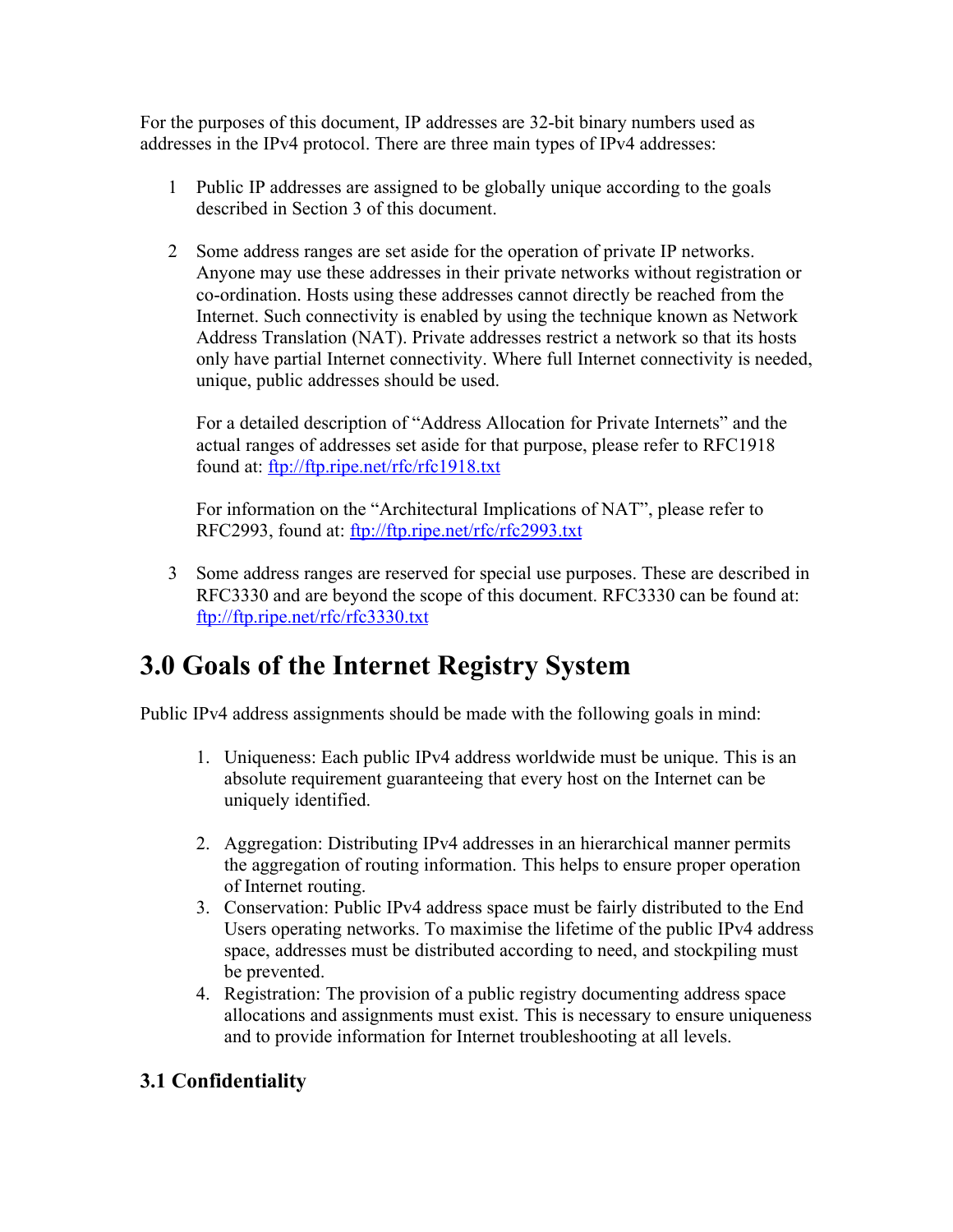For the purposes of this document, IP addresses are 32-bit binary numbers used as addresses in the IPv4 protocol. There are three main types of IPv4 addresses:

1. Public IP addresses are assigned to be globally unique according to the goals described in Section 3 of this document.

2. Some address ranges are set aside for the operation of private IP networks. Anyone may use these addresses in their private networks without registration or co-ordination. Hosts using these addresses cannot directly be reached from the Internet. Such connectivity is enabled by using the technique known as Network Address Translation (NAT). Private addresses restrict a network so that its hosts only have partial Internet connectivity. Where full Internet connectivity is needed, unique, public addresses should be used.

   For a detailed description of "Address Allocation for Private Internets" and the actual ranges of addresses set aside for that purpose, please refer to RFC1918 found at: [ftp://ftp.ripe.net/rfc/rfc1918.txt](ftp://ftp.ripe.net/rfc/rfc1918.txt)

   For information on the "Architectural Implications of NAT", please refer to RFC2993, found at: [ftp://ftp.ripe.net/rfc/rfc2993.txt](ftp://ftp.ripe.net/rfc/rfc2993.txt)

3. Some address ranges are reserved for special use purposes. These are described in RFC3330 and are beyond the scope of this document. RFC3330 can be found at: [ftp://ftp.ripe.net/rfc/rfc3330.txt](ftp://ftp.ripe.net/rfc/rfc3330.txt)

# 3.0 Goals of the Internet Registry System

Public IPv4 address assignments should be made with the following goals in mind:

1. Uniqueness: Each public IPv4 address worldwide must be unique. This is an absolute requirement guaranteeing that every host on the Internet can be uniquely identified.

2. Aggregation: Distributing IPv4 addresses in an hierarchical manner permits the aggregation of routing information. This helps to ensure proper operation of Internet routing.
3. Conservation: Public IPv4 address space must be fairly distributed to the End Users operating networks. To maximise the lifetime of the public IPv4 address space, addresses must be distributed according to need, and stockpiling must be prevented.
4. Registration: The provision of a public registry documenting address space allocations and assignments must exist. This is necessary to ensure uniqueness and to provide information for Internet troubleshooting at all levels.

### 3.1 Confidentiality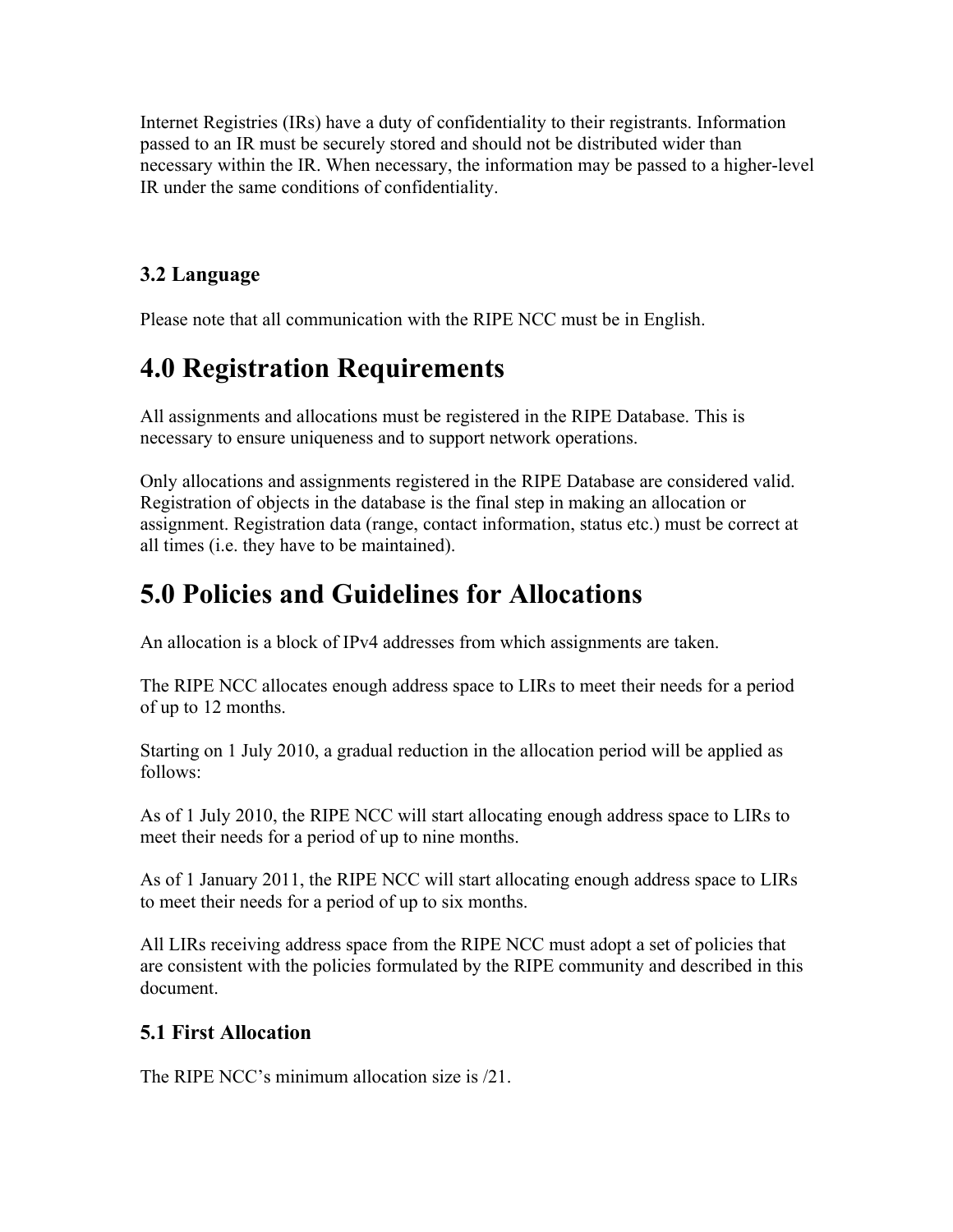Internet Registries (IRs) have a duty of confidentiality to their registrants. Information passed to an IR must be securely stored and should not be distributed wider than necessary within the IR. When necessary, the information may be passed to a higher-level IR under the same conditions of confidentiality.

### 3.2 Language

Please note that all communication with the RIPE NCC must be in English.

# 4.0 Registration Requirements

All assignments and allocations must be registered in the RIPE Database. This is necessary to ensure uniqueness and to support network operations.

Only allocations and assignments registered in the RIPE Database are considered valid. Registration of objects in the database is the final step in making an allocation or assignment. Registration data (range, contact information, status etc.) must be correct at all times (i.e. they have to be maintained).

# 5.0 Policies and Guidelines for Allocations

An allocation is a block of IPv4 addresses from which assignments are taken.

The RIPE NCC allocates enough address space to LIRs to meet their needs for a period of up to 12 months.

Starting on 1 July 2010, a gradual reduction in the allocation period will be applied as follows:

As of 1 July 2010, the RIPE NCC will start allocating enough address space to LIRs to meet their needs for a period of up to nine months.

As of 1 January 2011, the RIPE NCC will start allocating enough address space to LIRs to meet their needs for a period of up to six months.

All LIRs receiving address space from the RIPE NCC must adopt a set of policies that are consistent with the policies formulated by the RIPE community and described in this document.

### 5.1 First Allocation

The RIPE NCC's minimum allocation size is /21.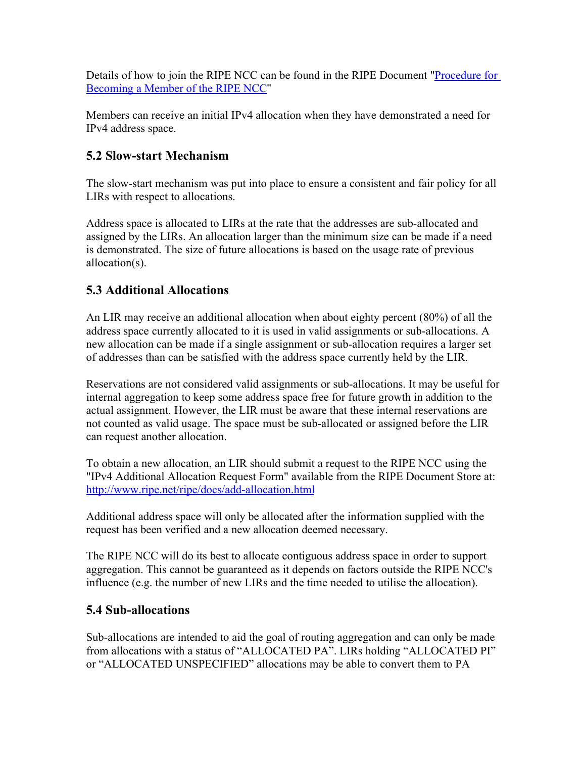Details of how to join the RIPE NCC can be found in the RIPE Document "[Procedure for Becoming a Member of the RIPE NCC](#)"

Members can receive an initial IPv4 allocation when they have demonstrated a need for IPv4 address space.

### 5.2 Slow-start Mechanism

The slow-start mechanism was put into place to ensure a consistent and fair policy for all LIRs with respect to allocations.

Address space is allocated to LIRs at the rate that the addresses are sub-allocated and assigned by the LIRs. An allocation larger than the minimum size can be made if a need is demonstrated. The size of future allocations is based on the usage rate of previous allocation(s).

### 5.3 Additional Allocations

An LIR may receive an additional allocation when about eighty percent (80%) of all the address space currently allocated to it is used in valid assignments or sub-allocations. A new allocation can be made if a single assignment or sub-allocation requires a larger set of addresses than can be satisfied with the address space currently held by the LIR.

Reservations are not considered valid assignments or sub-allocations. It may be useful for internal aggregation to keep some address space free for future growth in addition to the actual assignment. However, the LIR must be aware that these internal reservations are not counted as valid usage. The space must be sub-allocated or assigned before the LIR can request another allocation.

To obtain a new allocation, an LIR should submit a request to the RIPE NCC using the "IPv4 Additional Allocation Request Form" available from the RIPE Document Store at: [http://www.ripe.net/ripe/docs/add-allocation.html](http://www.ripe.net/ripe/docs/add-allocation.html)

Additional address space will only be allocated after the information supplied with the request has been verified and a new allocation deemed necessary.

The RIPE NCC will do its best to allocate contiguous address space in order to support aggregation. This cannot be guaranteed as it depends on factors outside the RIPE NCC's influence (e.g. the number of new LIRs and the time needed to utilise the allocation).

### 5.4 Sub-allocations

Sub-allocations are intended to aid the goal of routing aggregation and can only be made from allocations with a status of “ALLOCATED PA”. LIRs holding “ALLOCATED PI” or “ALLOCATED UNSPECIFIED” allocations may be able to convert them to PA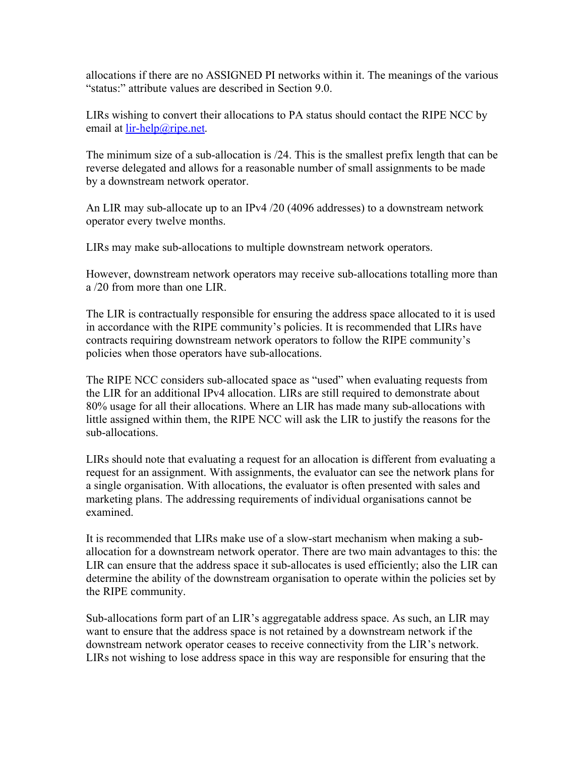allocations if there are no ASSIGNED PI networks within it. The meanings of the various “status:” attribute values are described in Section 9.0.

LIRs wishing to convert their allocations to PA status should contact the RIPE NCC by email at lir-help@ripe.net.

The minimum size of a sub-allocation is /24. This is the smallest prefix length that can be reverse delegated and allows for a reasonable number of small assignments to be made by a downstream network operator.

An LIR may sub-allocate up to an IPv4 /20 (4096 addresses) to a downstream network operator every twelve months.

LIRs may make sub-allocations to multiple downstream network operators.

However, downstream network operators may receive sub-allocations totalling more than a /20 from more than one LIR.

The LIR is contractually responsible for ensuring the address space allocated to it is used in accordance with the RIPE community’s policies. It is recommended that LIRs have contracts requiring downstream network operators to follow the RIPE community’s policies when those operators have sub-allocations.

The RIPE NCC considers sub-allocated space as “used” when evaluating requests from the LIR for an additional IPv4 allocation. LIRs are still required to demonstrate about 80% usage for all their allocations. Where an LIR has made many sub-allocations with little assigned within them, the RIPE NCC will ask the LIR to justify the reasons for the sub-allocations.

LIRs should note that evaluating a request for an allocation is different from evaluating a request for an assignment. With assignments, the evaluator can see the network plans for a single organisation. With allocations, the evaluator is often presented with sales and marketing plans. The addressing requirements of individual organisations cannot be examined.

It is recommended that LIRs make use of a slow-start mechanism when making a sub-allocation for a downstream network operator. There are two main advantages to this: the LIR can ensure that the address space it sub-allocates is used efficiently; also the LIR can determine the ability of the downstream organisation to operate within the policies set by the RIPE community.

Sub-allocations form part of an LIR’s aggregatable address space. As such, an LIR may want to ensure that the address space is not retained by a downstream network if the downstream network operator ceases to receive connectivity from the LIR’s network. LIRs not wishing to lose address space in this way are responsible for ensuring that the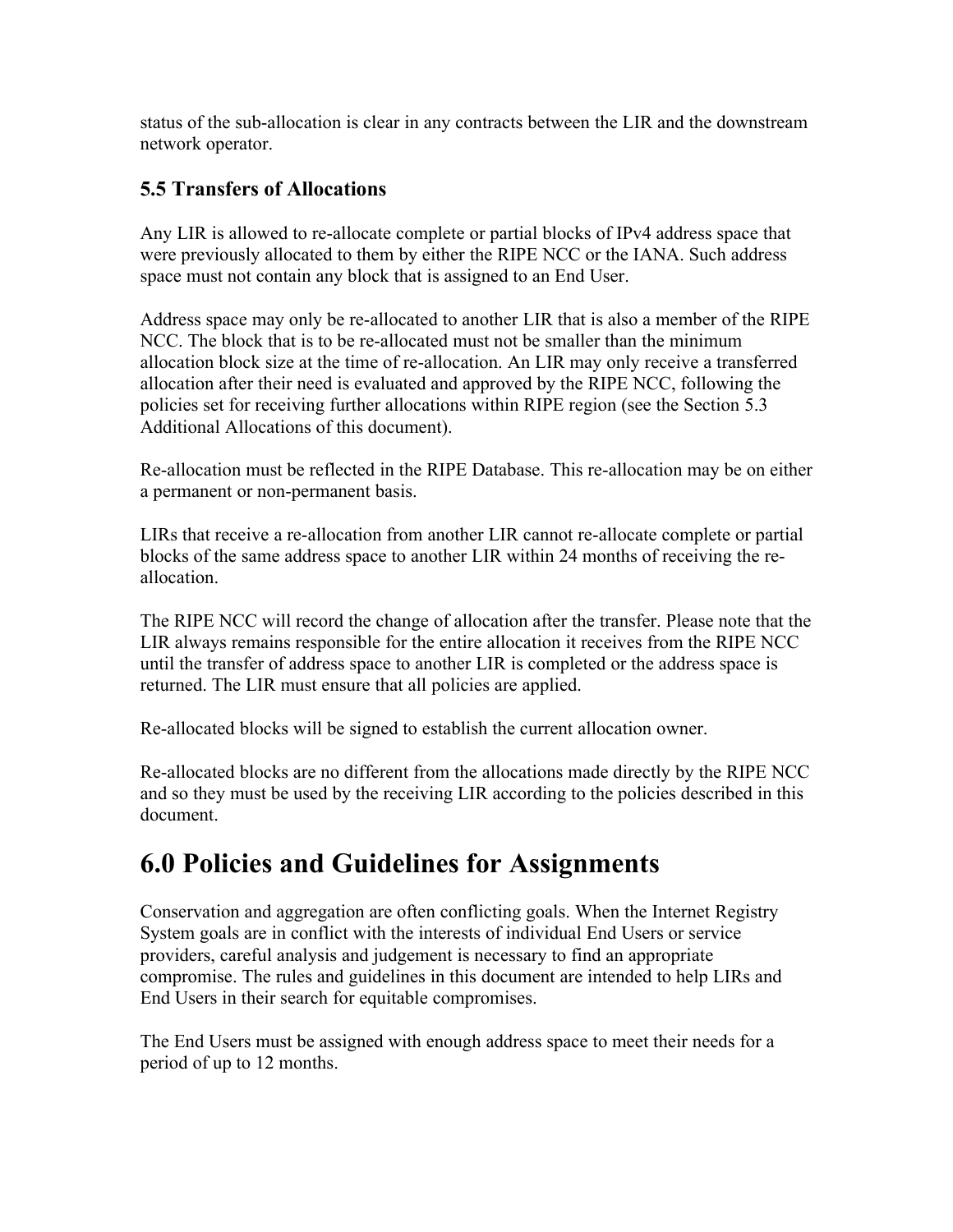status of the sub-allocation is clear in any contracts between the LIR and the downstream network operator.

### 5.5 Transfers of Allocations

Any LIR is allowed to re-allocate complete or partial blocks of IPv4 address space that were previously allocated to them by either the RIPE NCC or the IANA. Such address space must not contain any block that is assigned to an End User.

Address space may only be re-allocated to another LIR that is also a member of the RIPE NCC. The block that is to be re-allocated must not be smaller than the minimum allocation block size at the time of re-allocation. An LIR may only receive a transferred allocation after their need is evaluated and approved by the RIPE NCC, following the policies set for receiving further allocations within RIPE region (see the Section 5.3 Additional Allocations of this document).

Re-allocation must be reflected in the RIPE Database. This re-allocation may be on either a permanent or non-permanent basis.

LIRs that receive a re-allocation from another LIR cannot re-allocate complete or partial blocks of the same address space to another LIR within 24 months of receiving the re-allocation.

The RIPE NCC will record the change of allocation after the transfer. Please note that the LIR always remains responsible for the entire allocation it receives from the RIPE NCC until the transfer of address space to another LIR is completed or the address space is returned. The LIR must ensure that all policies are applied.

Re-allocated blocks will be signed to establish the current allocation owner.

Re-allocated blocks are no different from the allocations made directly by the RIPE NCC and so they must be used by the receiving LIR according to the policies described in this document.

# 6.0 Policies and Guidelines for Assignments

Conservation and aggregation are often conflicting goals. When the Internet Registry System goals are in conflict with the interests of individual End Users or service providers, careful analysis and judgement is necessary to find an appropriate compromise. The rules and guidelines in this document are intended to help LIRs and End Users in their search for equitable compromises.

The End Users must be assigned with enough address space to meet their needs for a period of up to 12 months.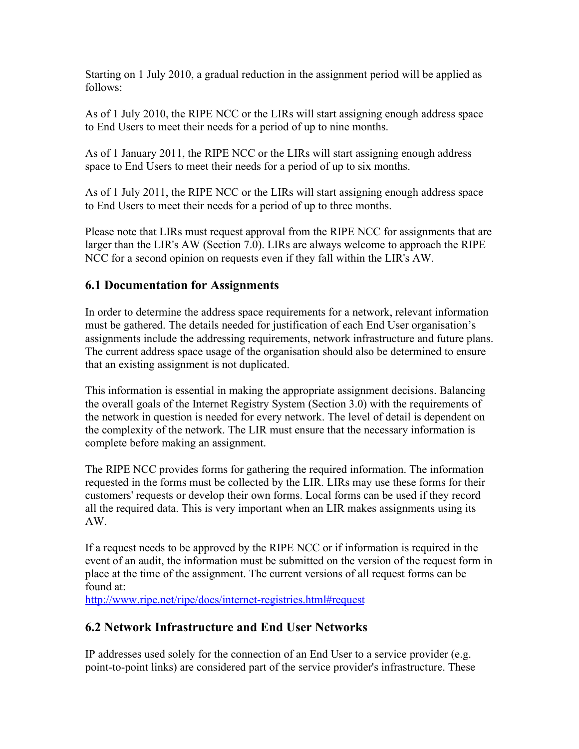Starting on 1 July 2010, a gradual reduction in the assignment period will be applied as follows:

As of 1 July 2010, the RIPE NCC or the LIRs will start assigning enough address space to End Users to meet their needs for a period of up to nine months.

As of 1 January 2011, the RIPE NCC or the LIRs will start assigning enough address space to End Users to meet their needs for a period of up to six months.

As of 1 July 2011, the RIPE NCC or the LIRs will start assigning enough address space to End Users to meet their needs for a period of up to three months.

Please note that LIRs must request approval from the RIPE NCC for assignments that are larger than the LIR's AW (Section 7.0). LIRs are always welcome to approach the RIPE NCC for a second opinion on requests even if they fall within the LIR's AW.

### 6.1 Documentation for Assignments

In order to determine the address space requirements for a network, relevant information must be gathered. The details needed for justification of each End User organisation's assignments include the addressing requirements, network infrastructure and future plans. The current address space usage of the organisation should also be determined to ensure that an existing assignment is not duplicated.

This information is essential in making the appropriate assignment decisions. Balancing the overall goals of the Internet Registry System (Section 3.0) with the requirements of the network in question is needed for every network. The level of detail is dependent on the complexity of the network. The LIR must ensure that the necessary information is complete before making an assignment.

The RIPE NCC provides forms for gathering the required information. The information requested in the forms must be collected by the LIR. LIRs may use these forms for their customers' requests or develop their own forms. Local forms can be used if they record all the required data. This is very important when an LIR makes assignments using its AW.

If a request needs to be approved by the RIPE NCC or if information is required in the event of an audit, the information must be submitted on the version of the request form in place at the time of the assignment. The current versions of all request forms can be found at:
http://www.ripe.net/ripe/docs/internet-registries.html#request

### 6.2 Network Infrastructure and End User Networks

IP addresses used solely for the connection of an End User to a service provider (e.g. point-to-point links) are considered part of the service provider's infrastructure. These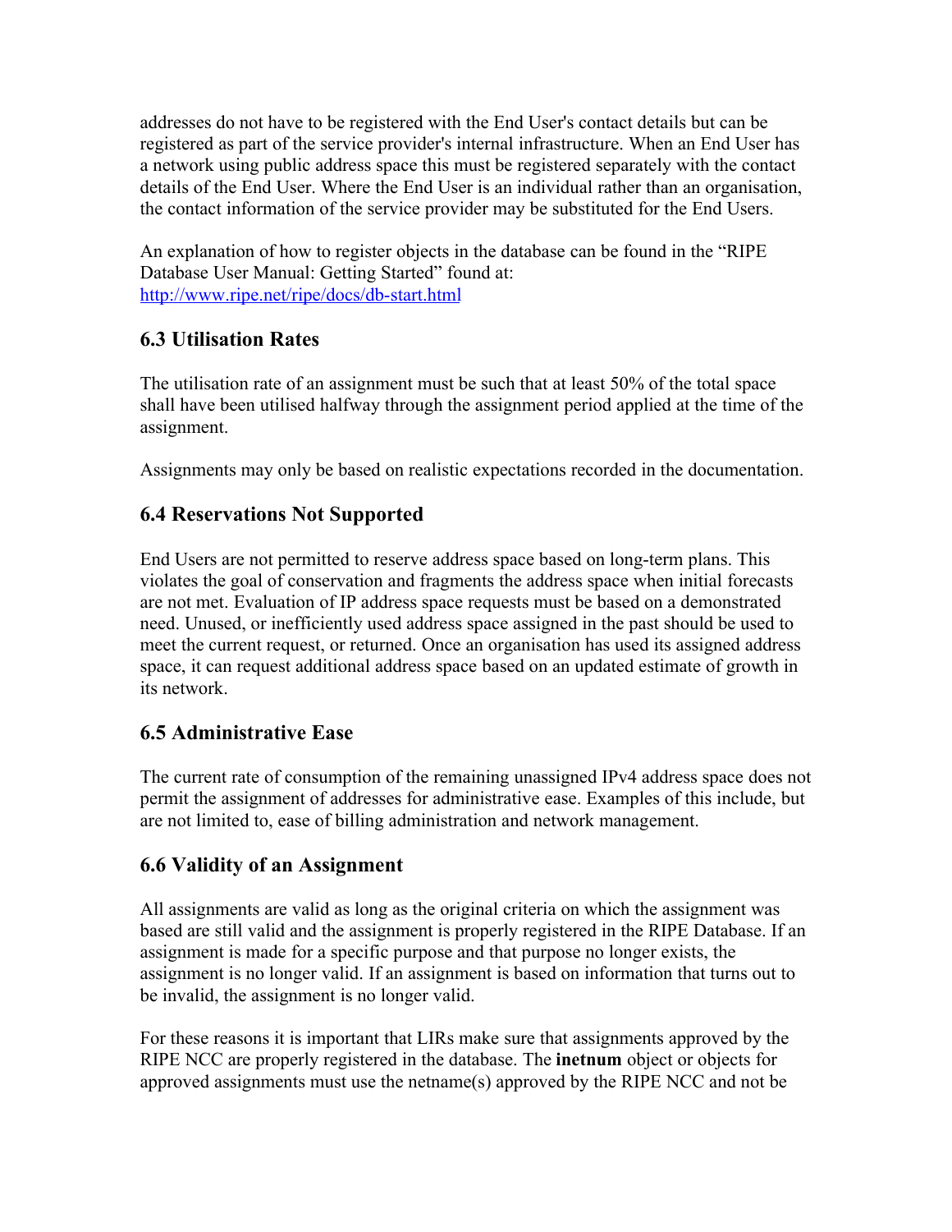addresses do not have to be registered with the End User's contact details but can be registered as part of the service provider's internal infrastructure. When an End User has a network using public address space this must be registered separately with the contact details of the End User. Where the End User is an individual rather than an organisation, the contact information of the service provider may be substituted for the End Users.

An explanation of how to register objects in the database can be found in the "RIPE Database User Manual: Getting Started" found at:
http://www.ripe.net/ripe/docs/db-start.html

### 6.3 Utilisation Rates

The utilisation rate of an assignment must be such that at least 50% of the total space shall have been utilised halfway through the assignment period applied at the time of the assignment.

Assignments may only be based on realistic expectations recorded in the documentation.

### 6.4 Reservations Not Supported

End Users are not permitted to reserve address space based on long-term plans. This violates the goal of conservation and fragments the address space when initial forecasts are not met. Evaluation of IP address space requests must be based on a demonstrated need. Unused, or inefficiently used address space assigned in the past should be used to meet the current request, or returned. Once an organisation has used its assigned address space, it can request additional address space based on an updated estimate of growth in its network.

### 6.5 Administrative Ease

The current rate of consumption of the remaining unassigned IPv4 address space does not permit the assignment of addresses for administrative ease. Examples of this include, but are not limited to, ease of billing administration and network management.

### 6.6 Validity of an Assignment

All assignments are valid as long as the original criteria on which the assignment was based are still valid and the assignment is properly registered in the RIPE Database. If an assignment is made for a specific purpose and that purpose no longer exists, the assignment is no longer valid. If an assignment is based on information that turns out to be invalid, the assignment is no longer valid.

For these reasons it is important that LIRs make sure that assignments approved by the RIPE NCC are properly registered in the database. The **inetnum** object or objects for approved assignments must use the netname(s) approved by the RIPE NCC and not be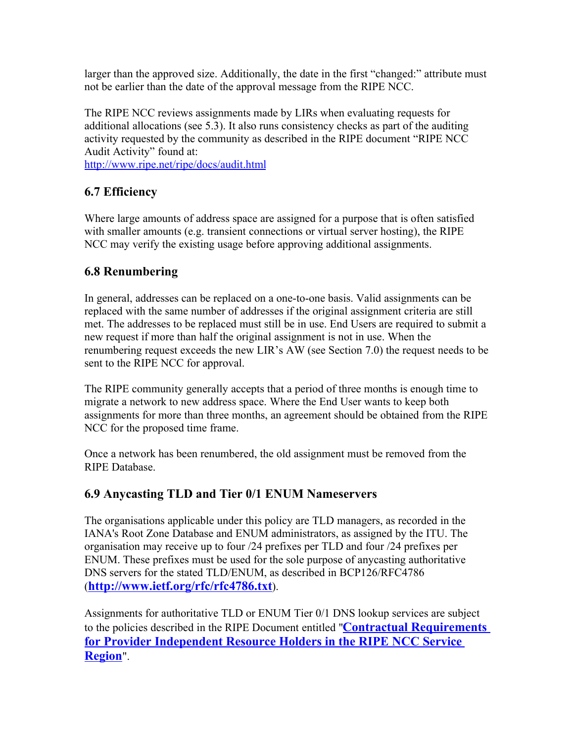larger than the approved size. Additionally, the date in the first "changed:" attribute must not be earlier than the date of the approval message from the RIPE NCC.

The RIPE NCC reviews assignments made by LIRs when evaluating requests for additional allocations (see 5.3). It also runs consistency checks as part of the auditing activity requested by the community as described in the RIPE document "RIPE NCC Audit Activity" found at:
http://www.ripe.net/ripe/docs/audit.html

## 6.7 Efficiency

Where large amounts of address space are assigned for a purpose that is often satisfied with smaller amounts (e.g. transient connections or virtual server hosting), the RIPE NCC may verify the existing usage before approving additional assignments.

## 6.8 Renumbering

In general, addresses can be replaced on a one-to-one basis. Valid assignments can be replaced with the same number of addresses if the original assignment criteria are still met. The addresses to be replaced must still be in use. End Users are required to submit a new request if more than half the original assignment is not in use. When the renumbering request exceeds the new LIR's AW (see Section 7.0) the request needs to be sent to the RIPE NCC for approval.

The RIPE community generally accepts that a period of three months is enough time to migrate a network to new address space. Where the End User wants to keep both assignments for more than three months, an agreement should be obtained from the RIPE NCC for the proposed time frame.

Once a network has been renumbered, the old assignment must be removed from the RIPE Database.

## 6.9 Anycasting TLD and Tier 0/1 ENUM Nameservers

The organisations applicable under this policy are TLD managers, as recorded in the IANA's Root Zone Database and ENUM administrators, as assigned by the ITU. The organisation may receive up to four /24 prefixes per TLD and four /24 prefixes per ENUM. These prefixes must be used for the sole purpose of anycasting authoritative DNS servers for the stated TLD/ENUM, as described in BCP126/RFC4786 (**http://www.ietf.org/rfc/rfc4786.txt**).

Assignments for authoritative TLD or ENUM Tier 0/1 DNS lookup services are subject to the policies described in the RIPE Document entitled "**Contractual Requirements for Provider Independent Resource Holders in the RIPE NCC Service Region**".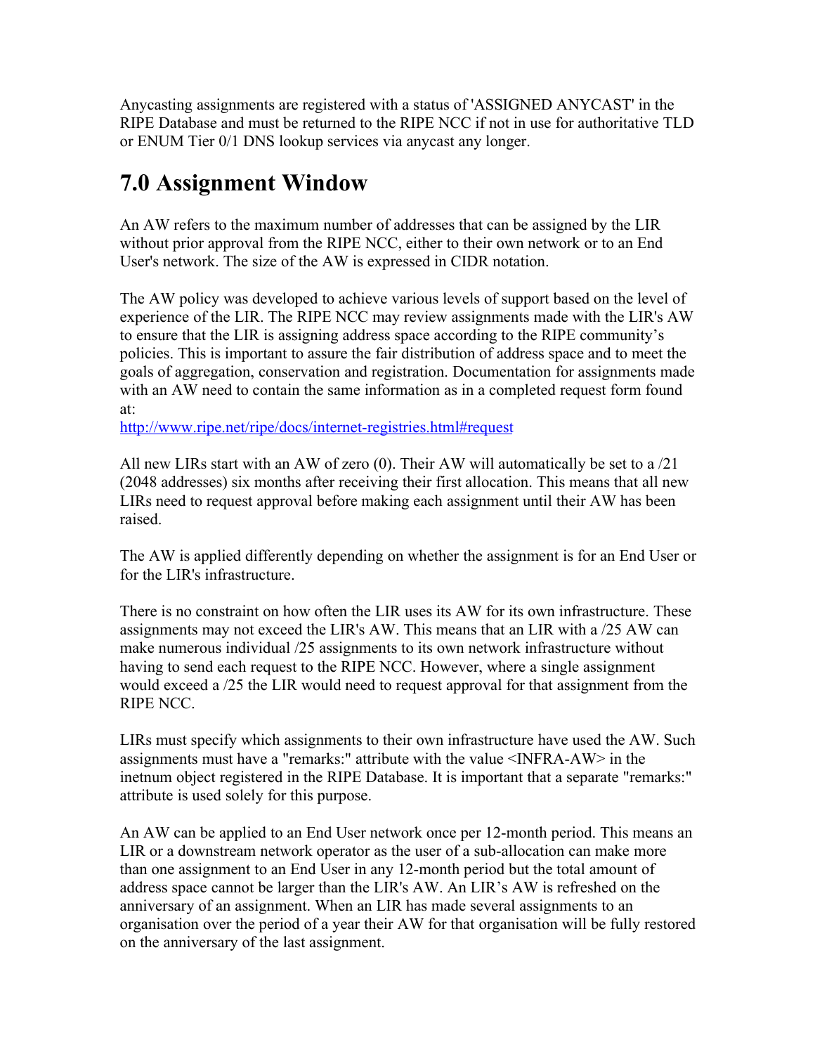Anycasting assignments are registered with a status of 'ASSIGNED ANYCAST' in the RIPE Database and must be returned to the RIPE NCC if not in use for authoritative TLD or ENUM Tier 0/1 DNS lookup services via anycast any longer.

# 7.0 Assignment Window

An AW refers to the maximum number of addresses that can be assigned by the LIR without prior approval from the RIPE NCC, either to their own network or to an End User's network. The size of the AW is expressed in CIDR notation.

The AW policy was developed to achieve various levels of support based on the level of experience of the LIR. The RIPE NCC may review assignments made with the LIR's AW to ensure that the LIR is assigning address space according to the RIPE community's policies. This is important to assure the fair distribution of address space and to meet the goals of aggregation, conservation and registration. Documentation for assignments made with an AW need to contain the same information as in a completed request form found at:
http://www.ripe.net/ripe/docs/internet-registries.html#request

All new LIRs start with an AW of zero (0). Their AW will automatically be set to a /21 (2048 addresses) six months after receiving their first allocation. This means that all new LIRs need to request approval before making each assignment until their AW has been raised.

The AW is applied differently depending on whether the assignment is for an End User or for the LIR's infrastructure.

There is no constraint on how often the LIR uses its AW for its own infrastructure. These assignments may not exceed the LIR's AW. This means that an LIR with a /25 AW can make numerous individual /25 assignments to its own network infrastructure without having to send each request to the RIPE NCC. However, where a single assignment would exceed a /25 the LIR would need to request approval for that assignment from the RIPE NCC.

LIRs must specify which assignments to their own infrastructure have used the AW. Such assignments must have a "remarks:" attribute with the value <INFRA-AW> in the inetnum object registered in the RIPE Database. It is important that a separate "remarks:" attribute is used solely for this purpose.

An AW can be applied to an End User network once per 12-month period. This means an LIR or a downstream network operator as the user of a sub-allocation can make more than one assignment to an End User in any 12-month period but the total amount of address space cannot be larger than the LIR's AW. An LIR's AW is refreshed on the anniversary of an assignment. When an LIR has made several assignments to an organisation over the period of a year their AW for that organisation will be fully restored on the anniversary of the last assignment.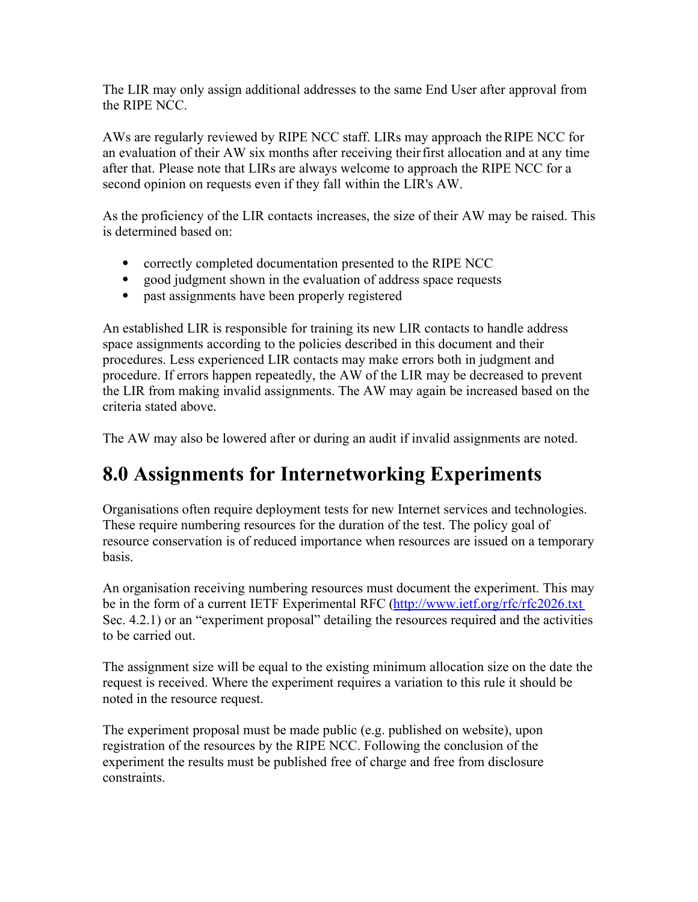The LIR may only assign additional addresses to the same End User after approval from the RIPE NCC.

AWs are regularly reviewed by RIPE NCC staff. LIRs may approach the RIPE NCC for an evaluation of their AW six months after receiving their first allocation and at any time after that. Please note that LIRs are always welcome to approach the RIPE NCC for a second opinion on requests even if they fall within the LIR's AW.

As the proficiency of the LIR contacts increases, the size of their AW may be raised. This is determined based on:

- correctly completed documentation presented to the RIPE NCC
- good judgment shown in the evaluation of address space requests
- past assignments have been properly registered

An established LIR is responsible for training its new LIR contacts to handle address space assignments according to the policies described in this document and their procedures. Less experienced LIR contacts may make errors both in judgment and procedure. If errors happen repeatedly, the AW of the LIR may be decreased to prevent the LIR from making invalid assignments. The AW may again be increased based on the criteria stated above.

The AW may also be lowered after or during an audit if invalid assignments are noted.

# 8.0 Assignments for Internetworking Experiments

Organisations often require deployment tests for new Internet services and technologies. These require numbering resources for the duration of the test. The policy goal of resource conservation is of reduced importance when resources are issued on a temporary basis.

An organisation receiving numbering resources must document the experiment. This may be in the form of a current IETF Experimental RFC (http://www.ietf.org/rfc/rfc2026.txt Sec. 4.2.1) or an "experiment proposal" detailing the resources required and the activities to be carried out.

The assignment size will be equal to the existing minimum allocation size on the date the request is received. Where the experiment requires a variation to this rule it should be noted in the resource request.

The experiment proposal must be made public (e.g. published on website), upon registration of the resources by the RIPE NCC. Following the conclusion of the experiment the results must be published free of charge and free from disclosure constraints.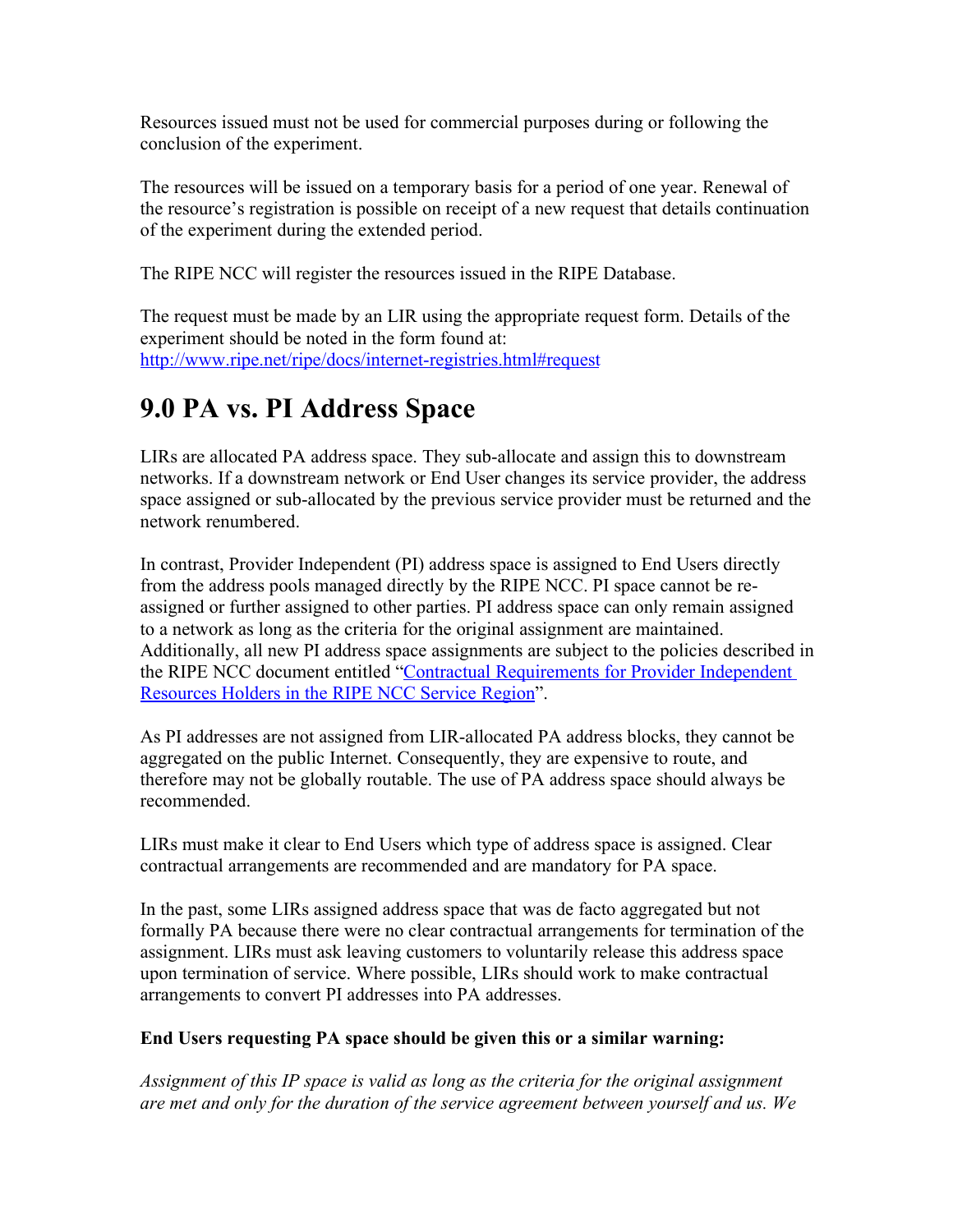Resources issued must not be used for commercial purposes during or following the conclusion of the experiment.

The resources will be issued on a temporary basis for a period of one year. Renewal of the resource's registration is possible on receipt of a new request that details continuation of the experiment during the extended period.

The RIPE NCC will register the resources issued in the RIPE Database.

The request must be made by an LIR using the appropriate request form. Details of the experiment should be noted in the form found at:
[http://www.ripe.net/ripe/docs/internet-registries.html#request](http://www.ripe.net/ripe/docs/internet-registries.html#request)

# 9.0 PA vs. PI Address Space

LIRs are allocated PA address space. They sub-allocate and assign this to downstream networks. If a downstream network or End User changes its service provider, the address space assigned or sub-allocated by the previous service provider must be returned and the network renumbered.

In contrast, Provider Independent (PI) address space is assigned to End Users directly from the address pools managed directly by the RIPE NCC. PI space cannot be re-assigned or further assigned to other parties. PI address space can only remain assigned to a network as long as the criteria for the original assignment are maintained. Additionally, all new PI address space assignments are subject to the policies described in the RIPE NCC document entitled "[Contractual Requirements for Provider Independent Resources Holders in the RIPE NCC Service Region]()".

As PI addresses are not assigned from LIR-allocated PA address blocks, they cannot be aggregated on the public Internet. Consequently, they are expensive to route, and therefore may not be globally routable. The use of PA address space should always be recommended.

LIRs must make it clear to End Users which type of address space is assigned. Clear contractual arrangements are recommended and are mandatory for PA space.

In the past, some LIRs assigned address space that was de facto aggregated but not formally PA because there were no clear contractual arrangements for termination of the assignment. LIRs must ask leaving customers to voluntarily release this address space upon termination of service. Where possible, LIRs should work to make contractual arrangements to convert PI addresses into PA addresses.

**End Users requesting PA space should be given this or a similar warning:**

*Assignment of this IP space is valid as long as the criteria for the original assignment are met and only for the duration of the service agreement between yourself and us. We*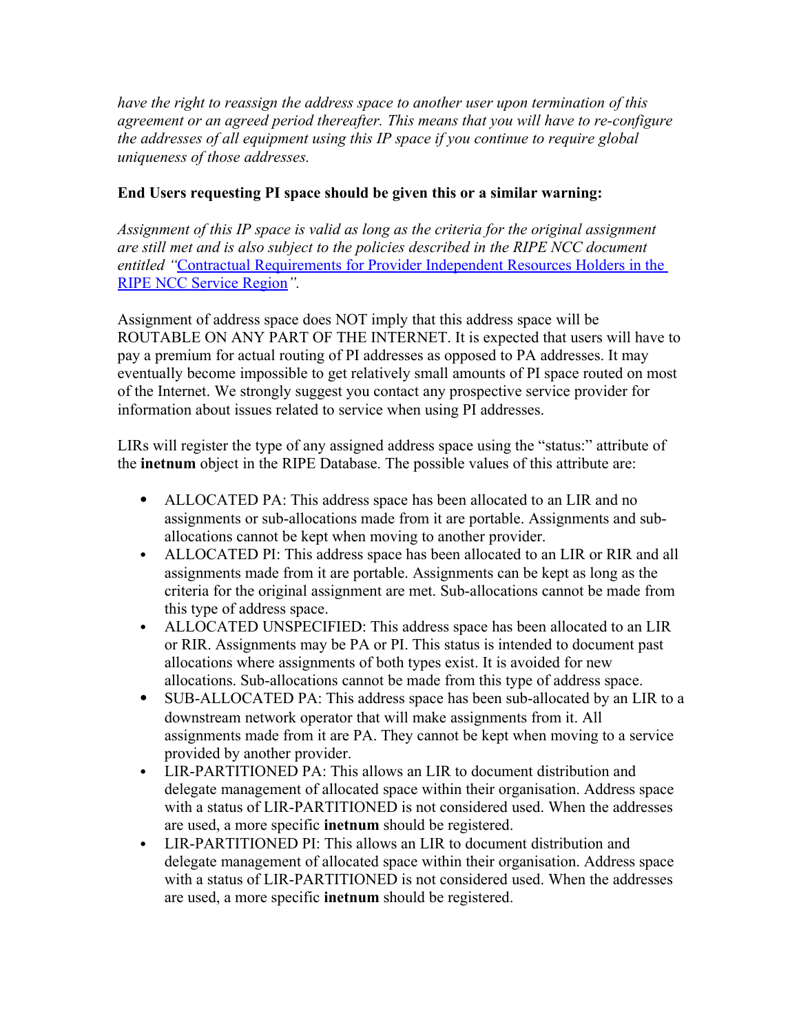*have the right to reassign the address space to another user upon termination of this agreement or an agreed period thereafter. This means that you will have to re-configure the addresses of all equipment using this IP space if you continue to require global uniqueness of those addresses.*

**End Users requesting PI space should be given this or a similar warning:**

*Assignment of this IP space is valid as long as the criteria for the original assignment are still met and is also subject to the policies described in the RIPE NCC document entitled "*Contractual Requirements for Provider Independent Resources Holders in the RIPE NCC Service Region*".*

Assignment of address space does NOT imply that this address space will be ROUTABLE ON ANY PART OF THE INTERNET. It is expected that users will have to pay a premium for actual routing of PI addresses as opposed to PA addresses. It may eventually become impossible to get relatively small amounts of PI space routed on most of the Internet. We strongly suggest you contact any prospective service provider for information about issues related to service when using PI addresses.

LIRs will register the type of any assigned address space using the "status:" attribute of the **inetnum** object in the RIPE Database. The possible values of this attribute are:

- ALLOCATED PA: This address space has been allocated to an LIR and no assignments or sub-allocations made from it are portable. Assignments and sub-allocations cannot be kept when moving to another provider.
- ALLOCATED PI: This address space has been allocated to an LIR or RIR and all assignments made from it are portable. Assignments can be kept as long as the criteria for the original assignment are met. Sub-allocations cannot be made from this type of address space.
- ALLOCATED UNSPECIFIED: This address space has been allocated to an LIR or RIR. Assignments may be PA or PI. This status is intended to document past allocations where assignments of both types exist. It is avoided for new allocations. Sub-allocations cannot be made from this type of address space.
- SUB-ALLOCATED PA: This address space has been sub-allocated by an LIR to a downstream network operator that will make assignments from it. All assignments made from it are PA. They cannot be kept when moving to a service provided by another provider.
- LIR-PARTITIONED PA: This allows an LIR to document distribution and delegate management of allocated space within their organisation. Address space with a status of LIR-PARTITIONED is not considered used. When the addresses are used, a more specific **inetnum** should be registered.
- LIR-PARTITIONED PI: This allows an LIR to document distribution and delegate management of allocated space within their organisation. Address space with a status of LIR-PARTITIONED is not considered used. When the addresses are used, a more specific **inetnum** should be registered.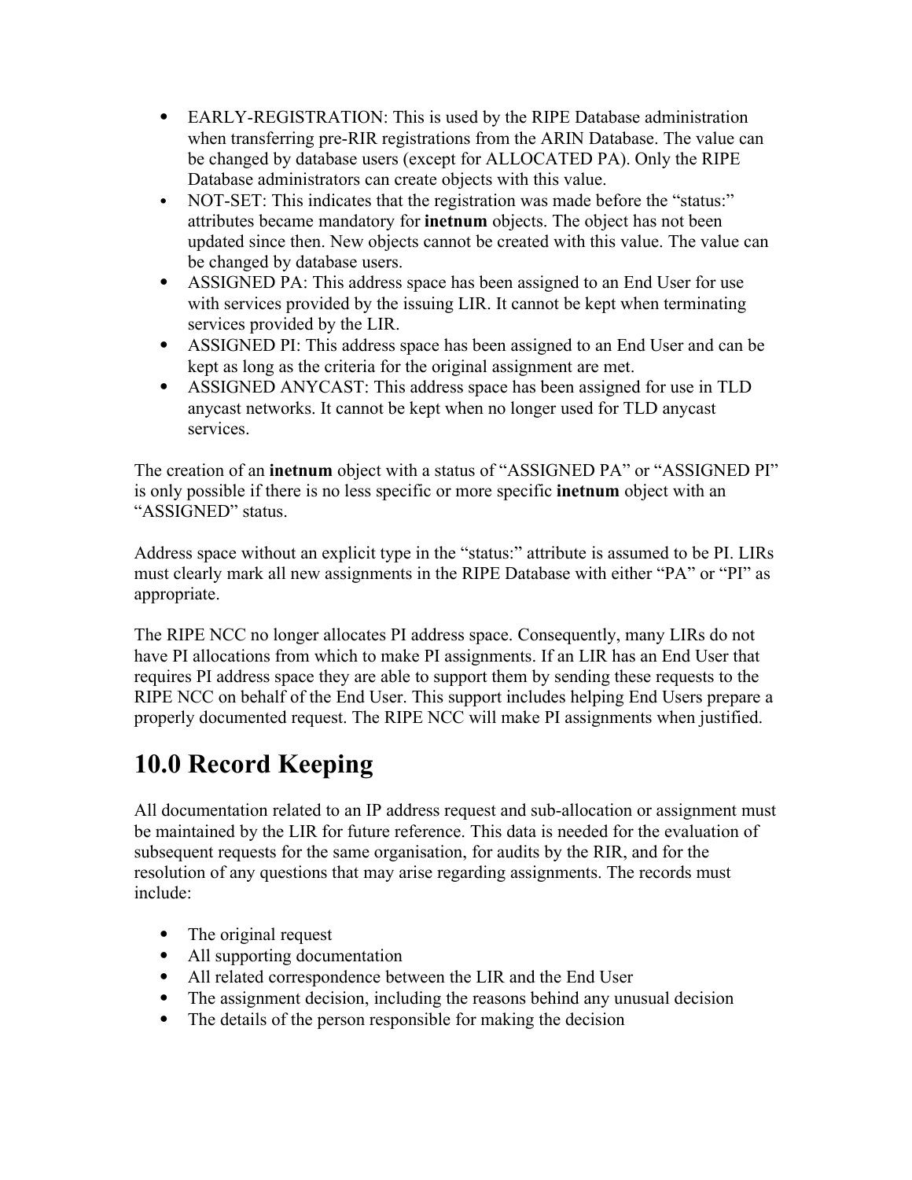- EARLY-REGISTRATION: This is used by the RIPE Database administration when transferring pre-RIR registrations from the ARIN Database. The value can be changed by database users (except for ALLOCATED PA). Only the RIPE Database administrators can create objects with this value.
- NOT-SET: This indicates that the registration was made before the "status:" attributes became mandatory for **inetnum** objects. The object has not been updated since then. New objects cannot be created with this value. The value can be changed by database users.
- ASSIGNED PA: This address space has been assigned to an End User for use with services provided by the issuing LIR. It cannot be kept when terminating services provided by the LIR.
- ASSIGNED PI: This address space has been assigned to an End User and can be kept as long as the criteria for the original assignment are met.
- ASSIGNED ANYCAST: This address space has been assigned for use in TLD anycast networks. It cannot be kept when no longer used for TLD anycast services.

The creation of an **inetnum** object with a status of "ASSIGNED PA" or "ASSIGNED PI" is only possible if there is no less specific or more specific **inetnum** object with an "ASSIGNED" status.

Address space without an explicit type in the "status:" attribute is assumed to be PI. LIRs must clearly mark all new assignments in the RIPE Database with either "PA" or "PI" as appropriate.

The RIPE NCC no longer allocates PI address space. Consequently, many LIRs do not have PI allocations from which to make PI assignments. If an LIR has an End User that requires PI address space they are able to support them by sending these requests to the RIPE NCC on behalf of the End User. This support includes helping End Users prepare a properly documented request. The RIPE NCC will make PI assignments when justified.

# 10.0 Record Keeping

All documentation related to an IP address request and sub-allocation or assignment must be maintained by the LIR for future reference. This data is needed for the evaluation of subsequent requests for the same organisation, for audits by the RIR, and for the resolution of any questions that may arise regarding assignments. The records must include:

- The original request
- All supporting documentation
- All related correspondence between the LIR and the End User
- The assignment decision, including the reasons behind any unusual decision
- The details of the person responsible for making the decision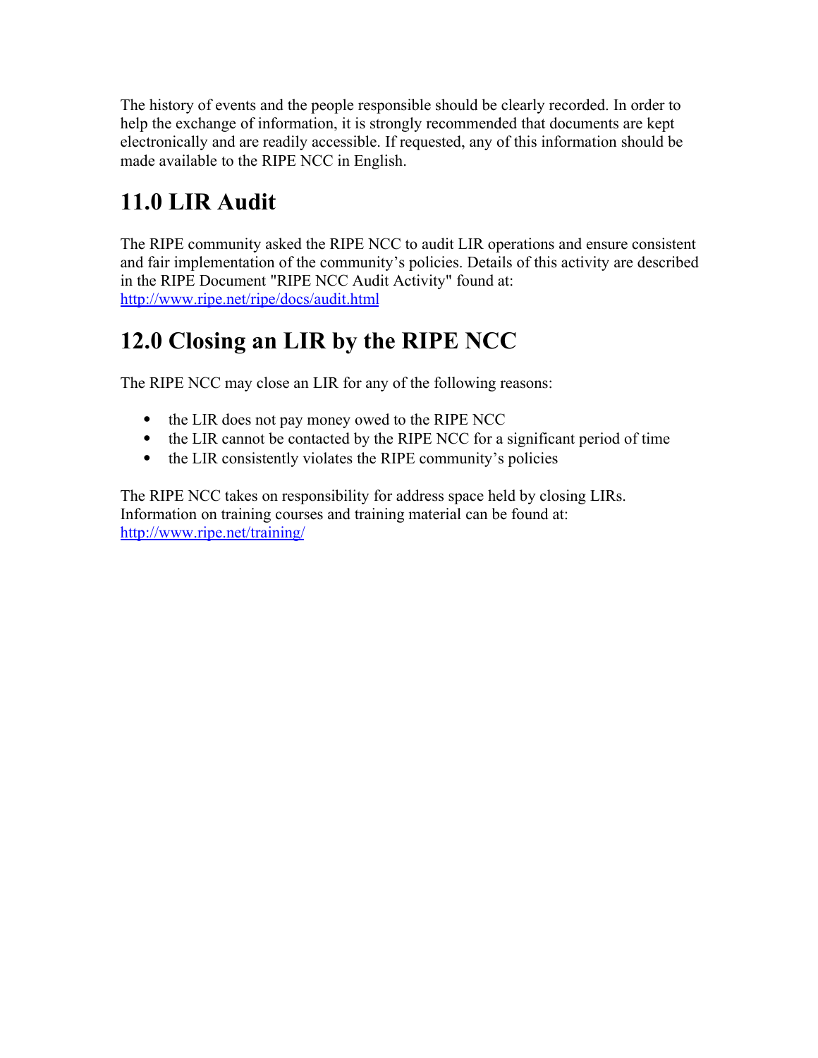The history of events and the people responsible should be clearly recorded. In order to help the exchange of information, it is strongly recommended that documents are kept electronically and are readily accessible. If requested, any of this information should be made available to the RIPE NCC in English.

## 11.0 LIR Audit

The RIPE community asked the RIPE NCC to audit LIR operations and ensure consistent and fair implementation of the community's policies. Details of this activity are described in the RIPE Document "RIPE NCC Audit Activity" found at:
http://www.ripe.net/ripe/docs/audit.html

## 12.0 Closing an LIR by the RIPE NCC

The RIPE NCC may close an LIR for any of the following reasons:

- the LIR does not pay money owed to the RIPE NCC
- the LIR cannot be contacted by the RIPE NCC for a significant period of time
- the LIR consistently violates the RIPE community's policies

The RIPE NCC takes on responsibility for address space held by closing LIRs.
Information on training courses and training material can be found at:
http://www.ripe.net/training/